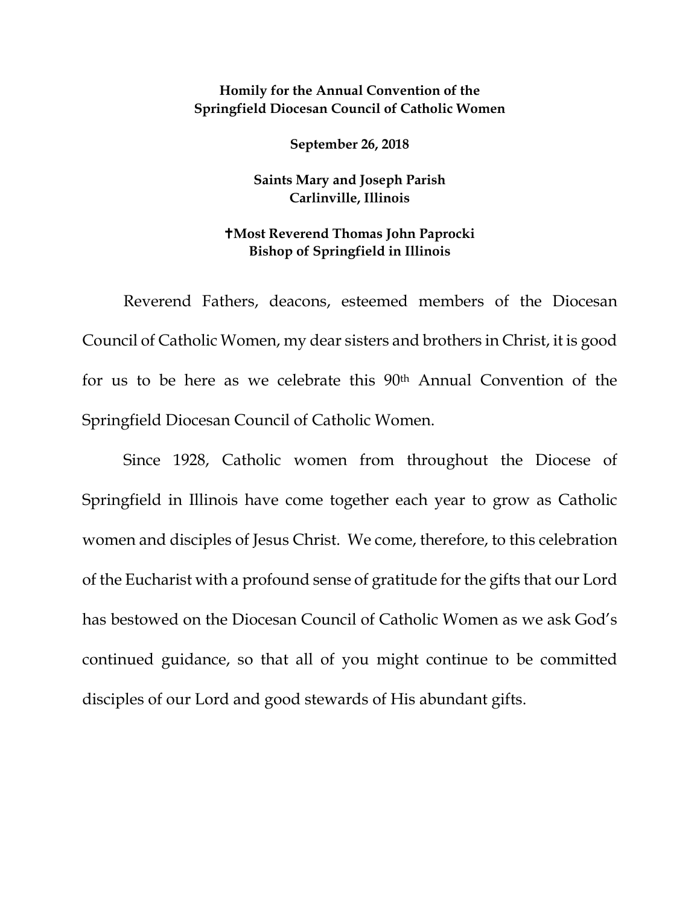**Homily for the Annual Convention of the Springfield Diocesan Council of Catholic Women**

**September 26, 2018**

**Saints Mary and Joseph Parish**
**Carlinville, Illinois**

**✝Most Reverend Thomas John Paprocki**
**Bishop of Springfield in Illinois**

Reverend Fathers, deacons, esteemed members of the Diocesan Council of Catholic Women, my dear sisters and brothers in Christ, it is good for us to be here as we celebrate this 90th Annual Convention of the Springfield Diocesan Council of Catholic Women.

Since 1928, Catholic women from throughout the Diocese of Springfield in Illinois have come together each year to grow as Catholic women and disciples of Jesus Christ. We come, therefore, to this celebration of the Eucharist with a profound sense of gratitude for the gifts that our Lord has bestowed on the Diocesan Council of Catholic Women as we ask God's continued guidance, so that all of you might continue to be committed disciples of our Lord and good stewards of His abundant gifts.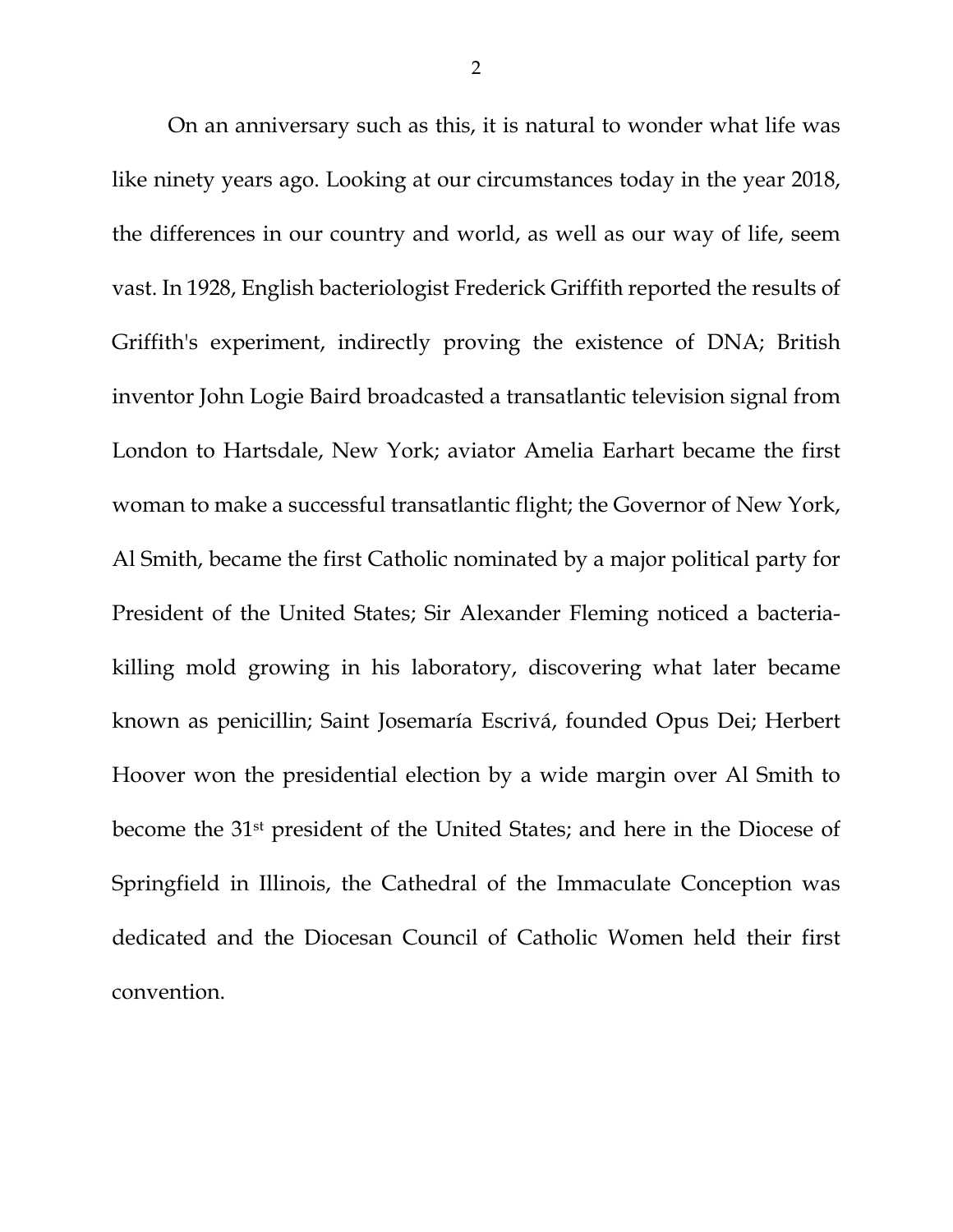On an anniversary such as this, it is natural to wonder what life was like ninety years ago. Looking at our circumstances today in the year 2018, the differences in our country and world, as well as our way of life, seem vast. In 1928, English bacteriologist Frederick Griffith reported the results of Griffith's experiment, indirectly proving the existence of DNA; British inventor John Logie Baird broadcasted a transatlantic television signal from London to Hartsdale, New York; aviator Amelia Earhart became the first woman to make a successful transatlantic flight; the Governor of New York, Al Smith, became the first Catholic nominated by a major political party for President of the United States; Sir Alexander Fleming noticed a bacteria-killing mold growing in his laboratory, discovering what later became known as penicillin; Saint Josemaría Escrivá, founded Opus Dei; Herbert Hoover won the presidential election by a wide margin over Al Smith to become the 31st president of the United States; and here in the Diocese of Springfield in Illinois, the Cathedral of the Immaculate Conception was dedicated and the Diocesan Council of Catholic Women held their first convention.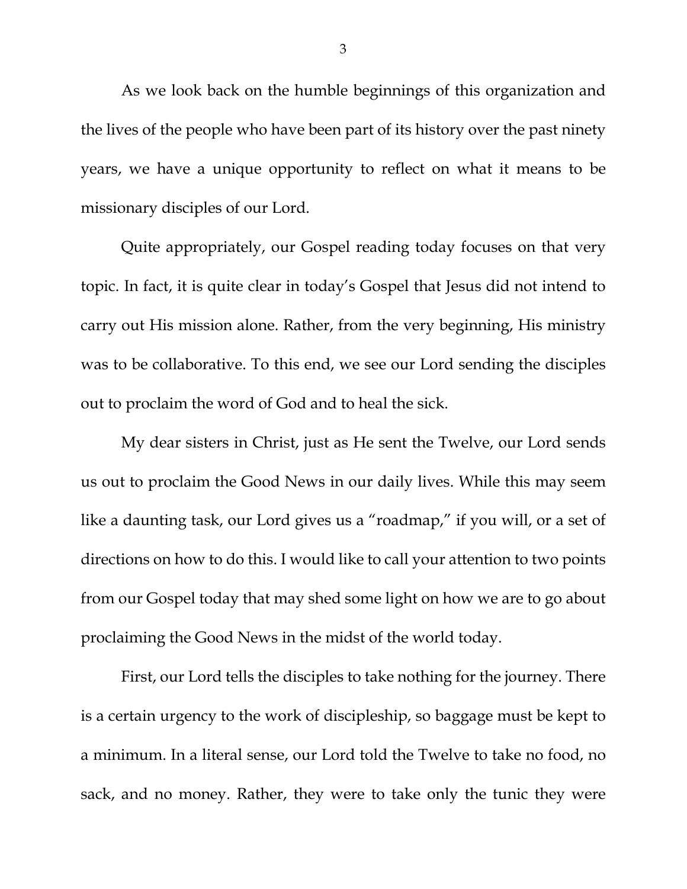As we look back on the humble beginnings of this organization and the lives of the people who have been part of its history over the past ninety years, we have a unique opportunity to reflect on what it means to be missionary disciples of our Lord.

Quite appropriately, our Gospel reading today focuses on that very topic. In fact, it is quite clear in today's Gospel that Jesus did not intend to carry out His mission alone. Rather, from the very beginning, His ministry was to be collaborative. To this end, we see our Lord sending the disciples out to proclaim the word of God and to heal the sick.

My dear sisters in Christ, just as He sent the Twelve, our Lord sends us out to proclaim the Good News in our daily lives. While this may seem like a daunting task, our Lord gives us a "roadmap," if you will, or a set of directions on how to do this. I would like to call your attention to two points from our Gospel today that may shed some light on how we are to go about proclaiming the Good News in the midst of the world today.

First, our Lord tells the disciples to take nothing for the journey. There is a certain urgency to the work of discipleship, so baggage must be kept to a minimum. In a literal sense, our Lord told the Twelve to take no food, no sack, and no money. Rather, they were to take only the tunic they were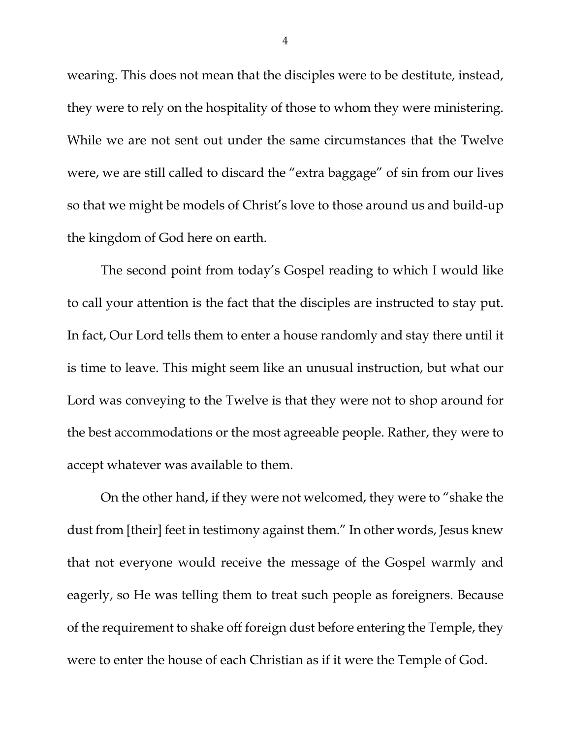wearing. This does not mean that the disciples were to be destitute, instead, they were to rely on the hospitality of those to whom they were ministering. While we are not sent out under the same circumstances that the Twelve were, we are still called to discard the "extra baggage" of sin from our lives so that we might be models of Christ's love to those around us and build-up the kingdom of God here on earth.

The second point from today's Gospel reading to which I would like to call your attention is the fact that the disciples are instructed to stay put. In fact, Our Lord tells them to enter a house randomly and stay there until it is time to leave. This might seem like an unusual instruction, but what our Lord was conveying to the Twelve is that they were not to shop around for the best accommodations or the most agreeable people. Rather, they were to accept whatever was available to them.

On the other hand, if they were not welcomed, they were to "shake the dust from [their] feet in testimony against them." In other words, Jesus knew that not everyone would receive the message of the Gospel warmly and eagerly, so He was telling them to treat such people as foreigners. Because of the requirement to shake off foreign dust before entering the Temple, they were to enter the house of each Christian as if it were the Temple of God.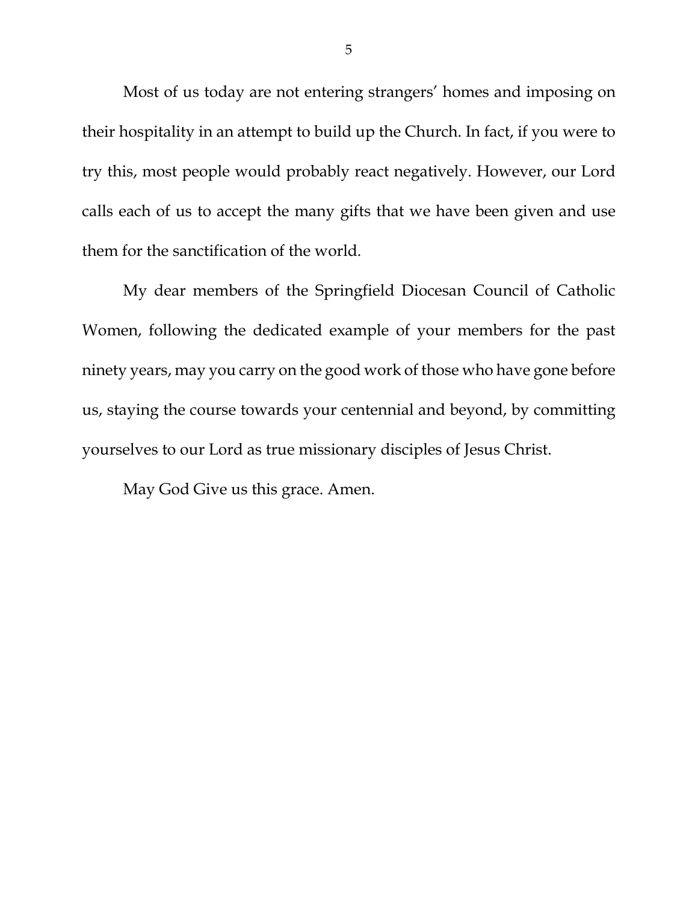Most of us today are not entering strangers' homes and imposing on their hospitality in an attempt to build up the Church. In fact, if you were to try this, most people would probably react negatively. However, our Lord calls each of us to accept the many gifts that we have been given and use them for the sanctification of the world.

My dear members of the Springfield Diocesan Council of Catholic Women, following the dedicated example of your members for the past ninety years, may you carry on the good work of those who have gone before us, staying the course towards your centennial and beyond, by committing yourselves to our Lord as true missionary disciples of Jesus Christ.

May God Give us this grace. Amen.